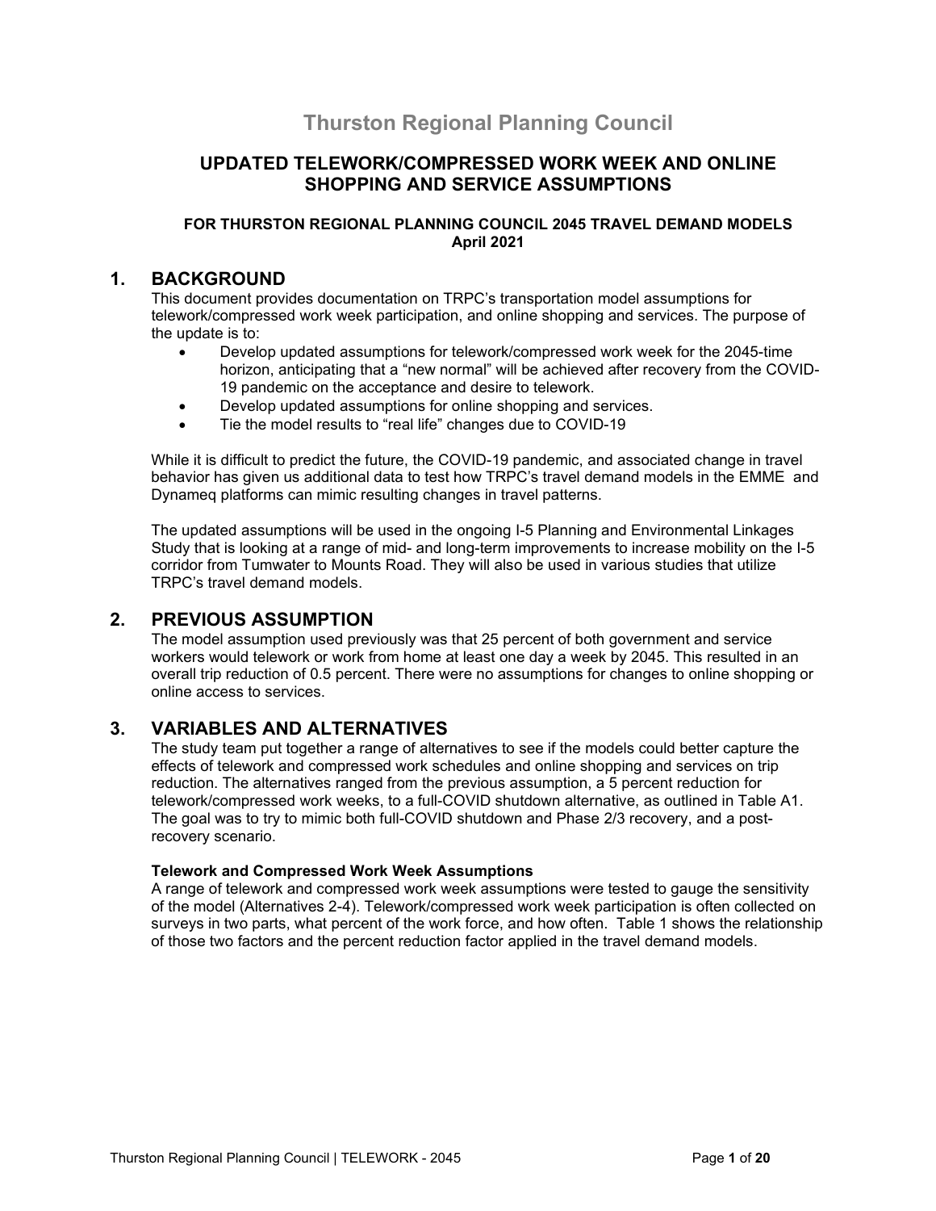# Thurston Regional Planning Council

## UPDATED TELEWORK/COMPRESSED WORK WEEK AND ONLINE SHOPPING AND SERVICE ASSUMPTIONS

**FOR THURSTON REGIONAL PLANNING COUNCIL 2045 TRAVEL DEMAND MODELS**
**April 2021**

## 1. BACKGROUND

This document provides documentation on TRPC's transportation model assumptions for telework/compressed work week participation, and online shopping and services. The purpose of the update is to:

- Develop updated assumptions for telework/compressed work week for the 2045-time horizon, anticipating that a "new normal" will be achieved after recovery from the COVID-19 pandemic on the acceptance and desire to telework.
- Develop updated assumptions for online shopping and services.
- Tie the model results to "real life" changes due to COVID-19

While it is difficult to predict the future, the COVID-19 pandemic, and associated change in travel behavior has given us additional data to test how TRPC's travel demand models in the EMME and Dynameq platforms can mimic resulting changes in travel patterns.

The updated assumptions will be used in the ongoing I-5 Planning and Environmental Linkages Study that is looking at a range of mid- and long-term improvements to increase mobility on the I-5 corridor from Tumwater to Mounts Road. They will also be used in various studies that utilize TRPC's travel demand models.

## 2. PREVIOUS ASSUMPTION

The model assumption used previously was that 25 percent of both government and service workers would telework or work from home at least one day a week by 2045. This resulted in an overall trip reduction of 0.5 percent. There were no assumptions for changes to online shopping or online access to services.

## 3. VARIABLES AND ALTERNATIVES

The study team put together a range of alternatives to see if the models could better capture the effects of telework and compressed work schedules and online shopping and services on trip reduction. The alternatives ranged from the previous assumption, a 5 percent reduction for telework/compressed work weeks, to a full-COVID shutdown alternative, as outlined in Table A1. The goal was to try to mimic both full-COVID shutdown and Phase 2/3 recovery, and a post-recovery scenario.

### Telework and Compressed Work Week Assumptions

A range of telework and compressed work week assumptions were tested to gauge the sensitivity of the model (Alternatives 2-4). Telework/compressed work week participation is often collected on surveys in two parts, what percent of the work force, and how often. Table 1 shows the relationship of those two factors and the percent reduction factor applied in the travel demand models.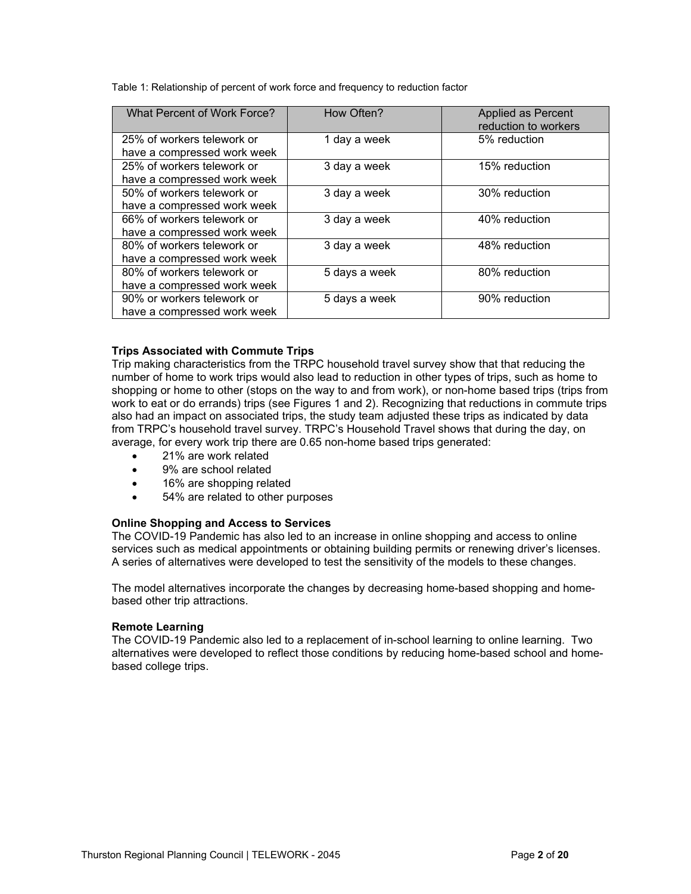Table 1: Relationship of percent of work force and frequency to reduction factor

| What Percent of Work Force? | How Often? | Applied as Percent reduction to workers |
|---|---|---|
| 25% of workers telework or have a compressed work week | 1 day a week | 5% reduction |
| 25% of workers telework or have a compressed work week | 3 day a week | 15% reduction |
| 50% of workers telework or have a compressed work week | 3 day a week | 30% reduction |
| 66% of workers telework or have a compressed work week | 3 day a week | 40% reduction |
| 80% of workers telework or have a compressed work week | 3 day a week | 48% reduction |
| 80% of workers telework or have a compressed work week | 5 days a week | 80% reduction |
| 90% or workers telework or have a compressed work week | 5 days a week | 90% reduction |

**Trips Associated with Commute Trips**

Trip making characteristics from the TRPC household travel survey show that that reducing the number of home to work trips would also lead to reduction in other types of trips, such as home to shopping or home to other (stops on the way to and from work), or non-home based trips (trips from work to eat or do errands) trips (see Figures 1 and 2). Recognizing that reductions in commute trips also had an impact on associated trips, the study team adjusted these trips as indicated by data from TRPC's household travel survey. TRPC's Household Travel shows that during the day, on average, for every work trip there are 0.65 non-home based trips generated:

- 21% are work related
- 9% are school related
- 16% are shopping related
- 54% are related to other purposes

**Online Shopping and Access to Services**

The COVID-19 Pandemic has also led to an increase in online shopping and access to online services such as medical appointments or obtaining building permits or renewing driver's licenses. A series of alternatives were developed to test the sensitivity of the models to these changes.

The model alternatives incorporate the changes by decreasing home-based shopping and home-based other trip attractions.

**Remote Learning**

The COVID-19 Pandemic also led to a replacement of in-school learning to online learning. Two alternatives were developed to reflect those conditions by reducing home-based school and home-based college trips.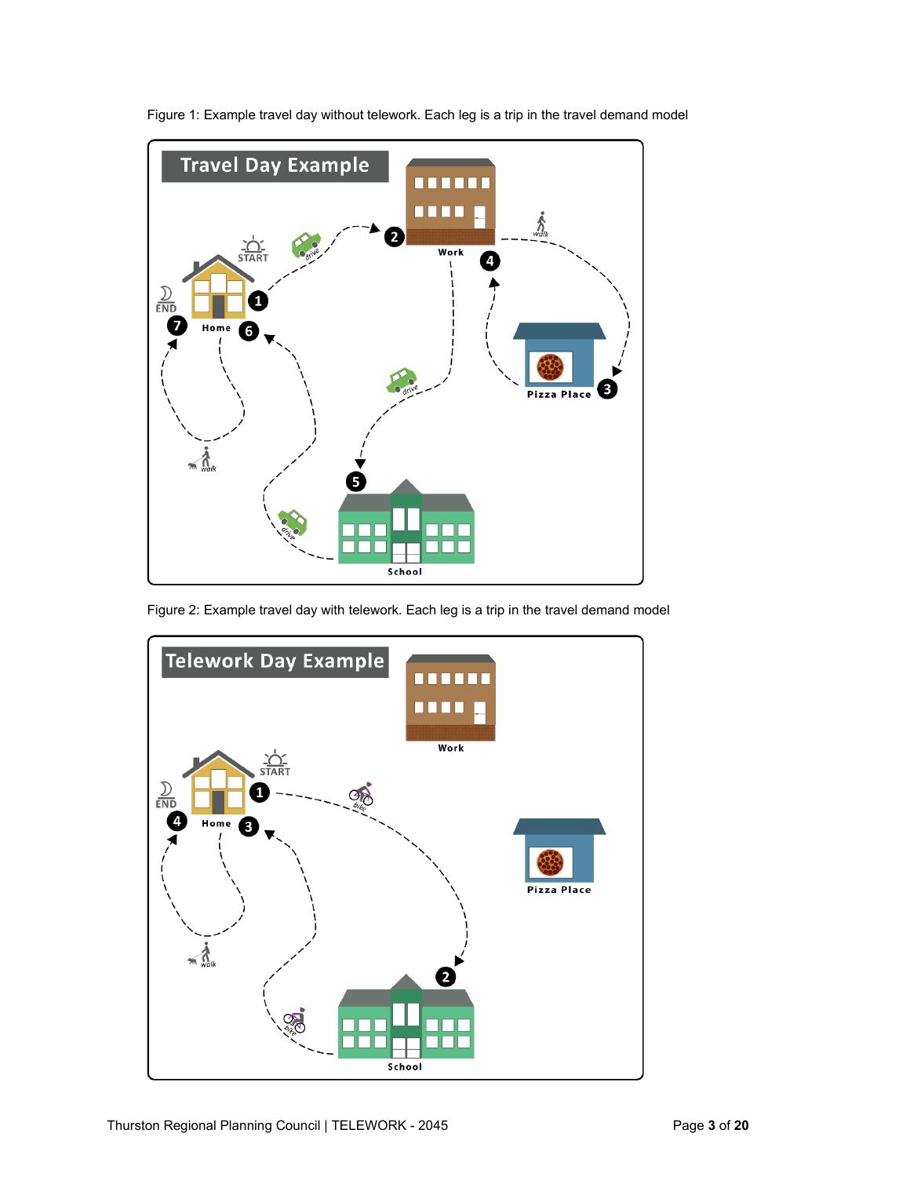Figure 1: Example travel day without telework. Each leg is a trip in the travel demand model

Figure 2: Example travel day with telework. Each leg is a trip in the travel demand model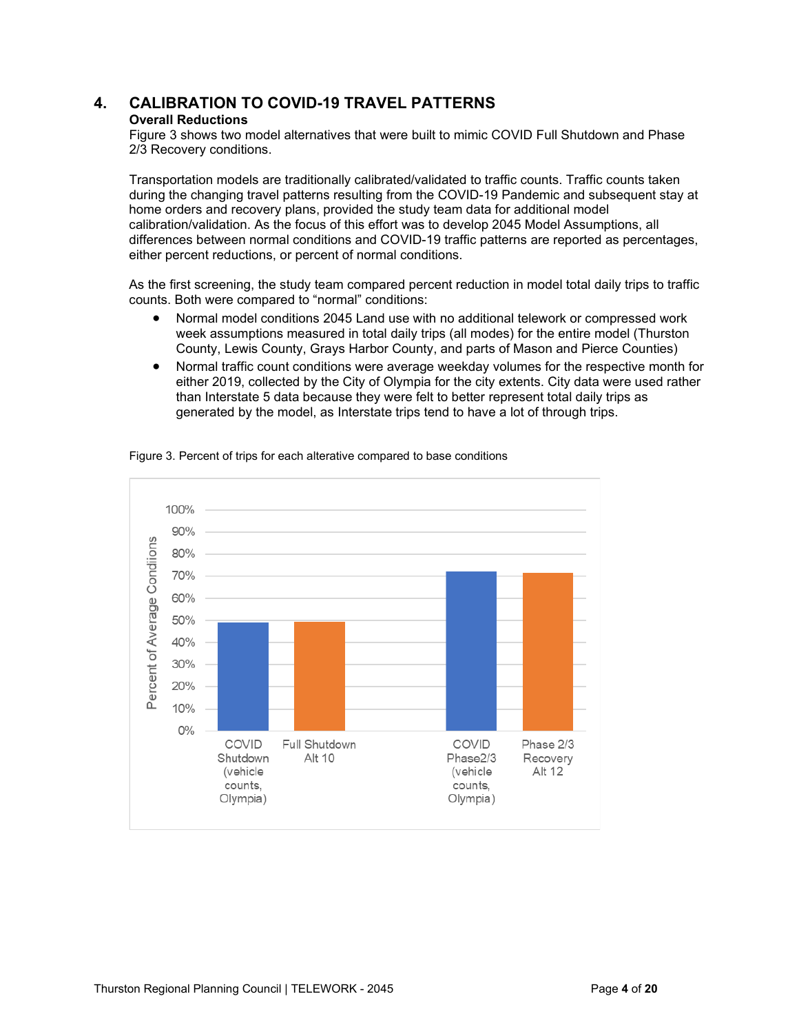## 4. CALIBRATION TO COVID-19 TRAVEL PATTERNS

**Overall Reductions**

Figure 3 shows two model alternatives that were built to mimic COVID Full Shutdown and Phase 2/3 Recovery conditions.

Transportation models are traditionally calibrated/validated to traffic counts. Traffic counts taken during the changing travel patterns resulting from the COVID-19 Pandemic and subsequent stay at home orders and recovery plans, provided the study team data for additional model calibration/validation. As the focus of this effort was to develop 2045 Model Assumptions, all differences between normal conditions and COVID-19 traffic patterns are reported as percentages, either percent reductions, or percent of normal conditions.

As the first screening, the study team compared percent reduction in model total daily trips to traffic counts. Both were compared to "normal" conditions:

- Normal model conditions 2045 Land use with no additional telework or compressed work week assumptions measured in total daily trips (all modes) for the entire model (Thurston County, Lewis County, Grays Harbor County, and parts of Mason and Pierce Counties)
- Normal traffic count conditions were average weekday volumes for the respective month for either 2019, collected by the City of Olympia for the city extents. City data were used rather than Interstate 5 data because they were felt to better represent total daily trips as generated by the model, as Interstate trips tend to have a lot of through trips.

Figure 3. Percent of trips for each alterative compared to base conditions

| | Percent of Average Condions |
|---|---|
| COVID Shutdown (vehicle counts, Olympia) | ~49% |
| Full Shutdown Alt 10 | ~49% |
| COVID Phase2/3 (vehicle counts, Olympia) | ~72% |
| Phase 2/3 Recovery Alt 12 | ~72% |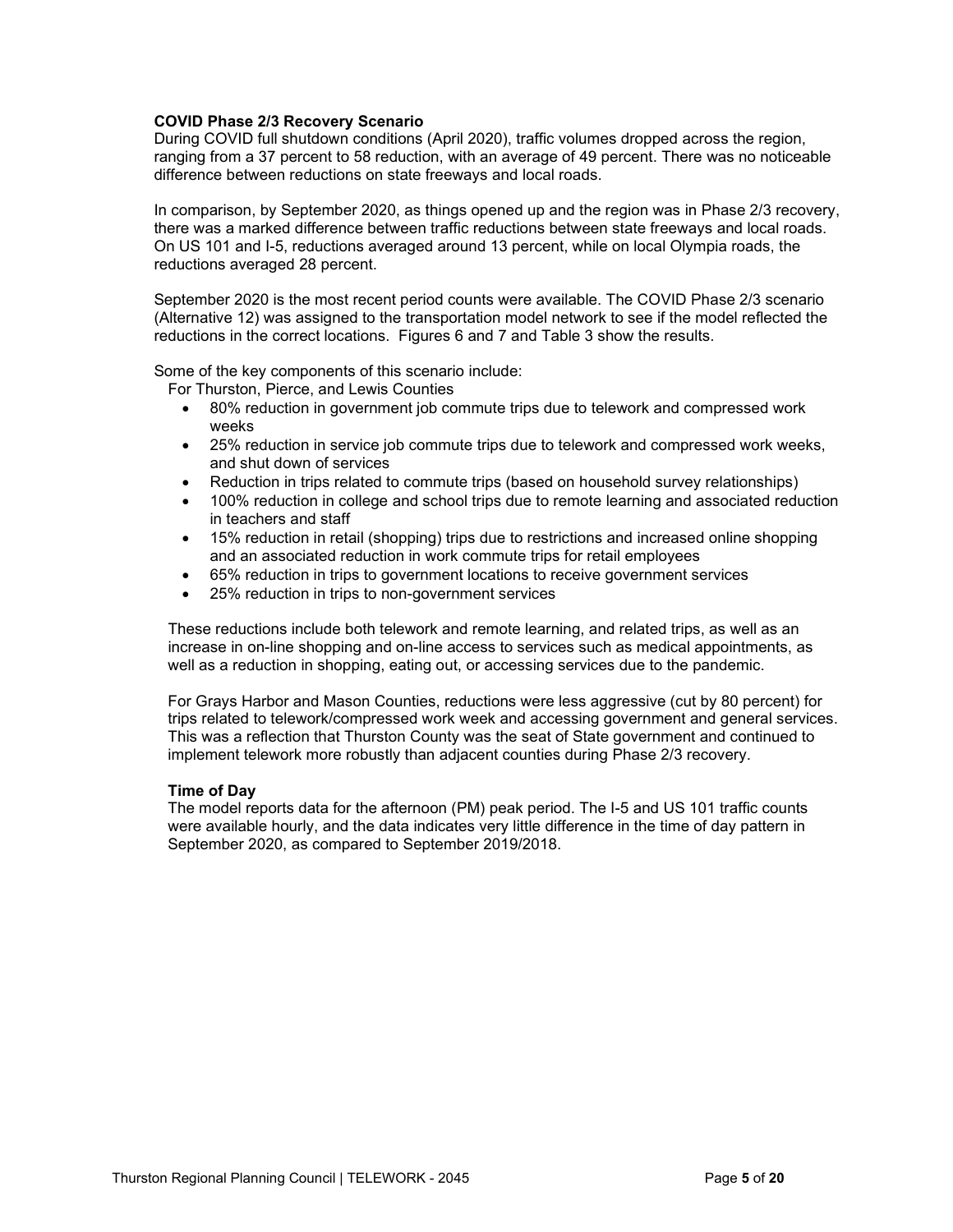**COVID Phase 2/3 Recovery Scenario**

During COVID full shutdown conditions (April 2020), traffic volumes dropped across the region, ranging from a 37 percent to 58 reduction, with an average of 49 percent. There was no noticeable difference between reductions on state freeways and local roads.

In comparison, by September 2020, as things opened up and the region was in Phase 2/3 recovery, there was a marked difference between traffic reductions between state freeways and local roads. On US 101 and I-5, reductions averaged around 13 percent, while on local Olympia roads, the reductions averaged 28 percent.

September 2020 is the most recent period counts were available. The COVID Phase 2/3 scenario (Alternative 12) was assigned to the transportation model network to see if the model reflected the reductions in the correct locations. Figures 6 and 7 and Table 3 show the results.

Some of the key components of this scenario include:

For Thurston, Pierce, and Lewis Counties

- 80% reduction in government job commute trips due to telework and compressed work weeks
- 25% reduction in service job commute trips due to telework and compressed work weeks, and shut down of services
- Reduction in trips related to commute trips (based on household survey relationships)
- 100% reduction in college and school trips due to remote learning and associated reduction in teachers and staff
- 15% reduction in retail (shopping) trips due to restrictions and increased online shopping and an associated reduction in work commute trips for retail employees
- 65% reduction in trips to government locations to receive government services
- 25% reduction in trips to non-government services

These reductions include both telework and remote learning, and related trips, as well as an increase in on-line shopping and on-line access to services such as medical appointments, as well as a reduction in shopping, eating out, or accessing services due to the pandemic.

For Grays Harbor and Mason Counties, reductions were less aggressive (cut by 80 percent) for trips related to telework/compressed work week and accessing government and general services. This was a reflection that Thurston County was the seat of State government and continued to implement telework more robustly than adjacent counties during Phase 2/3 recovery.

**Time of Day**

The model reports data for the afternoon (PM) peak period. The I-5 and US 101 traffic counts were available hourly, and the data indicates very little difference in the time of day pattern in September 2020, as compared to September 2019/2018.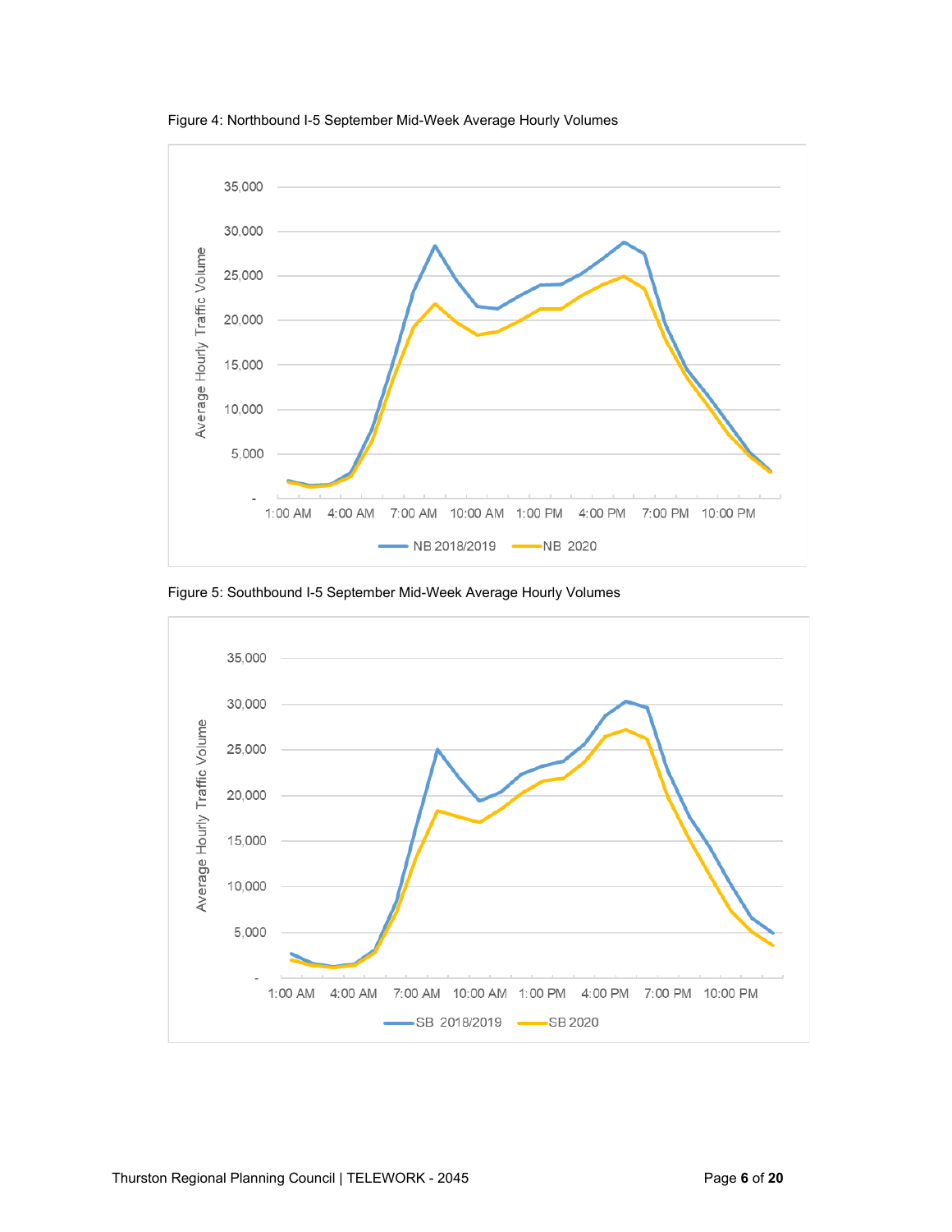Figure 4: Northbound I-5 September Mid-Week Average Hourly Volumes

Figure 5: Southbound I-5 September Mid-Week Average Hourly Volumes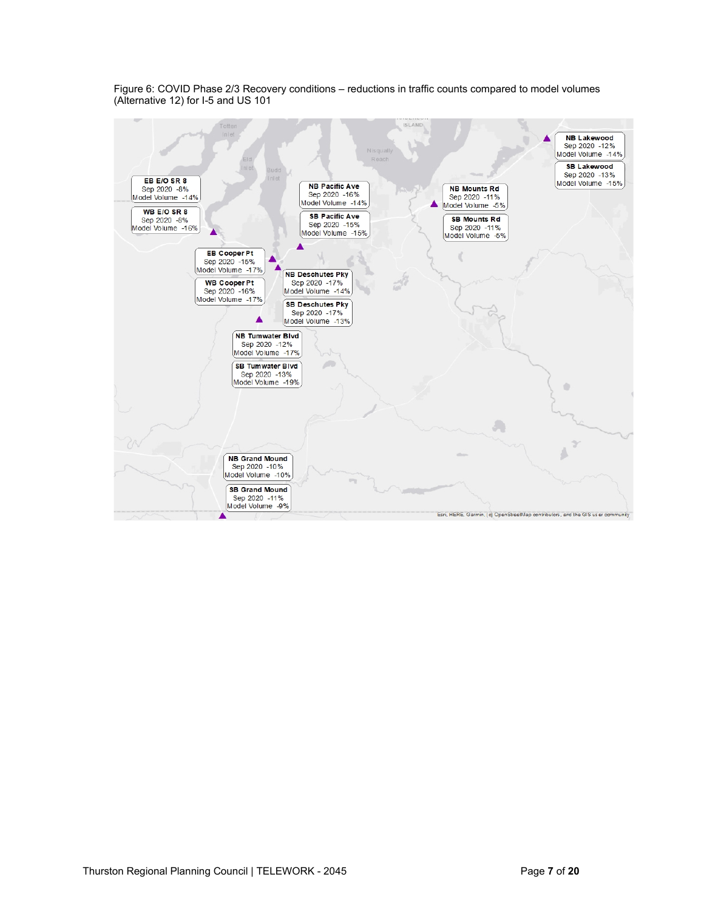Figure 6: COVID Phase 2/3 Recovery conditions – reductions in traffic counts compared to model volumes (Alternative 12) for I-5 and US 101

**NB Lakewood**
Sep 2020 -12%
Model Volume -14%

**SB Lakewood**
Sep 2020 -13%
Model Volume -15%

**EB E/O SR 8**
Sep 2020 -8%
Model Volume -14%

**WB E/O SR 8**
Sep 2020 -8%
Model Volume -16%

**NB Pacific Ave**
Sep 2020 -16%
Model Volume -14%

**SB Pacific Ave**
Sep 2020 -15%
Model Volume -15%

**NB Mounts Rd**
Sep 2020 -11%
Model Volume -5%

**SB Mounts Rd**
Sep 2020 -11%
Model Volume -5%

**EB Cooper Pt**
Sep 2020 -15%
Model Volume -17%

**WB Cooper Pt**
Sep 2020 -16%
Model Volume -17%

**NB Deschutes Pky**
Sep 2020 -17%
Model Volume -14%

**SB Deschutes Pky**
Sep 2020 -17%
Model Volume -13%

**NB Tumwater Blvd**
Sep 2020 -12%
Model Volume -17%

**SB Tumwater Blvd**
Sep 2020 -13%
Model Volume -19%

**NB Grand Mound**
Sep 2020 -10%
Model Volume -10%

**SB Grand Mound**
Sep 2020 -11%
Model Volume -9%

Esri, HERE, Garmin, (c) OpenStreetMap contributors, and the GIS user community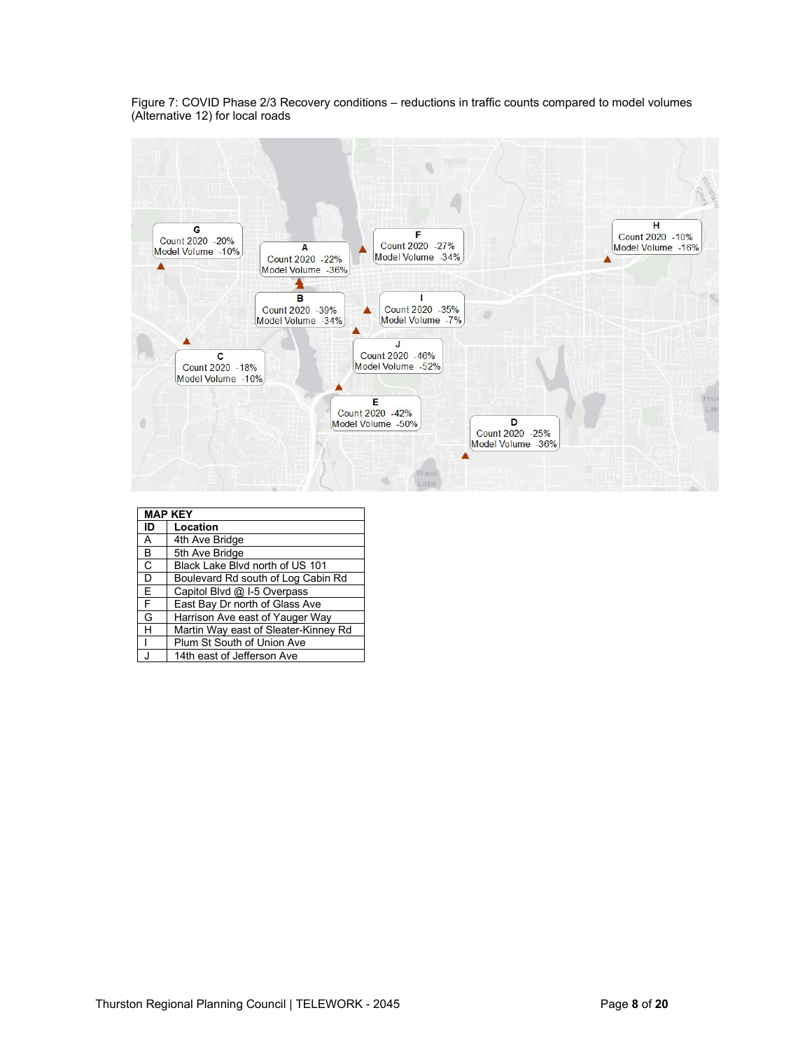Figure 7: COVID Phase 2/3 Recovery conditions – reductions in traffic counts compared to model volumes (Alternative 12) for local roads

| MAP KEY | |
|---|---|
| ID | Location |
| A | 4th Ave Bridge |
| B | 5th Ave Bridge |
| C | Black Lake Blvd north of US 101 |
| D | Boulevard Rd south of Log Cabin Rd |
| E | Capitol Blvd @ I-5 Overpass |
| F | East Bay Dr north of Glass Ave |
| G | Harrison Ave east of Yauger Way |
| H | Martin Way east of Sleater-Kinney Rd |
| I | Plum St South of Union Ave |
| J | 14th east of Jefferson Ave |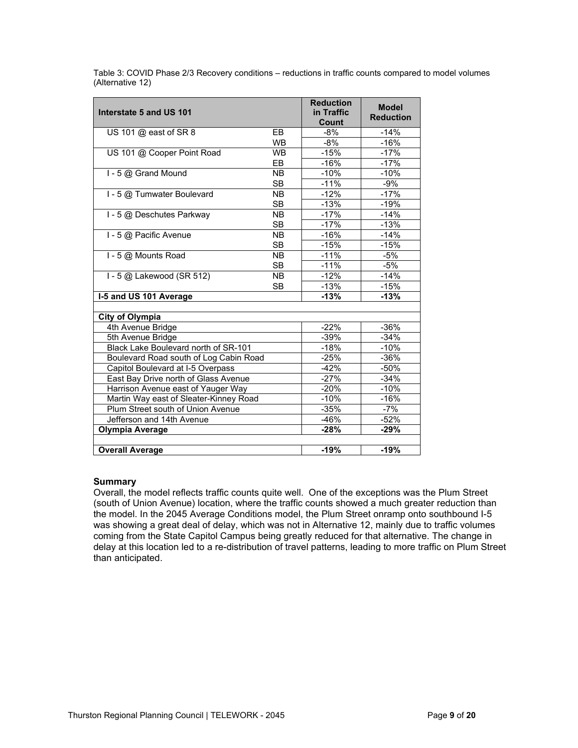Table 3: COVID Phase 2/3 Recovery conditions – reductions in traffic counts compared to model volumes (Alternative 12)

| Interstate 5 and US 101 | | Reduction in Traffic Count | Model Reduction |
|---|---|---|---|
| US 101 @ east of SR 8 | EB | -8% | -14% |
| | WB | -8% | -16% |
| US 101 @ Cooper Point Road | WB | -15% | -17% |
| | EB | -16% | -17% |
| I - 5 @ Grand Mound | NB | -10% | -10% |
| | SB | -11% | -9% |
| I - 5 @ Tumwater Boulevard | NB | -12% | -17% |
| | SB | -13% | -19% |
| I - 5 @ Deschutes Parkway | NB | -17% | -14% |
| | SB | -17% | -13% |
| I - 5 @ Pacific Avenue | NB | -16% | -14% |
| | SB | -15% | -15% |
| I - 5 @ Mounts Road | NB | -11% | -5% |
| | SB | -11% | -5% |
| I - 5 @ Lakewood (SR 512) | NB | -12% | -14% |
| | SB | -13% | -15% |
| **I-5 and US 101 Average** | | **-13%** | **-13%** |
| | | | |
| **City of Olympia** | | | |
| 4th Avenue Bridge | | -22% | -36% |
| 5th Avenue Bridge | | -39% | -34% |
| Black Lake Boulevard north of SR-101 | | -18% | -10% |
| Boulevard Road south of Log Cabin Road | | -25% | -36% |
| Capitol Boulevard at I-5 Overpass | | -42% | -50% |
| East Bay Drive north of Glass Avenue | | -27% | -34% |
| Harrison Avenue east of Yauger Way | | -20% | -10% |
| Martin Way east of Sleater-Kinney Road | | -10% | -16% |
| Plum Street south of Union Avenue | | -35% | -7% |
| Jefferson and 14th Avenue | | -46% | -52% |
| **Olympia Average** | | **-28%** | **-29%** |
| | | | |
| **Overall Average** | | **-19%** | **-19%** |

**Summary**

Overall, the model reflects traffic counts quite well. One of the exceptions was the Plum Street (south of Union Avenue) location, where the traffic counts showed a much greater reduction than the model. In the 2045 Average Conditions model, the Plum Street onramp onto southbound I-5 was showing a great deal of delay, which was not in Alternative 12, mainly due to traffic volumes coming from the State Capitol Campus being greatly reduced for that alternative. The change in delay at this location led to a re-distribution of travel patterns, leading to more traffic on Plum Street than anticipated.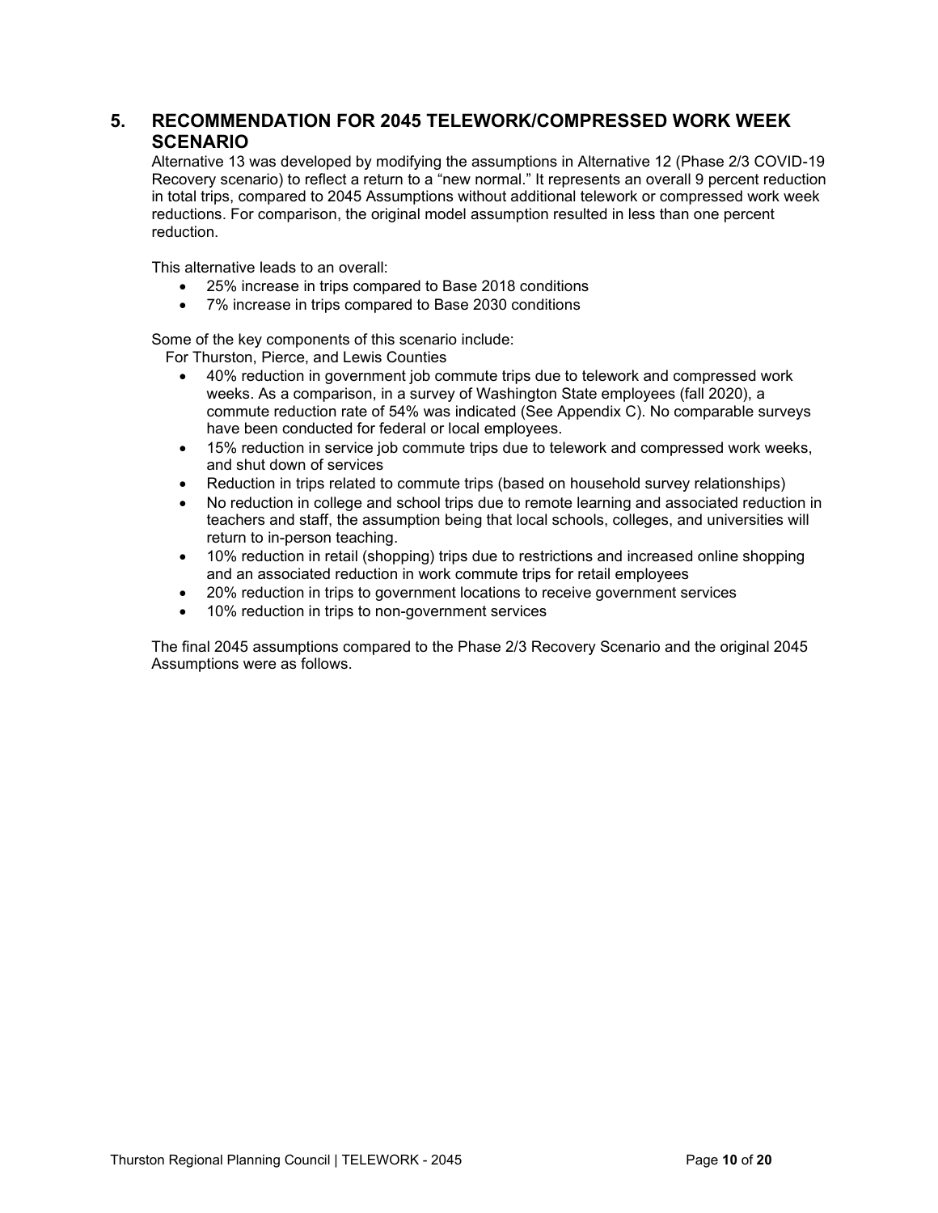## 5. RECOMMENDATION FOR 2045 TELEWORK/COMPRESSED WORK WEEK SCENARIO

Alternative 13 was developed by modifying the assumptions in Alternative 12 (Phase 2/3 COVID-19 Recovery scenario) to reflect a return to a "new normal." It represents an overall 9 percent reduction in total trips, compared to 2045 Assumptions without additional telework or compressed work week reductions. For comparison, the original model assumption resulted in less than one percent reduction.

This alternative leads to an overall:

- 25% increase in trips compared to Base 2018 conditions
- 7% increase in trips compared to Base 2030 conditions

Some of the key components of this scenario include:

For Thurston, Pierce, and Lewis Counties

- 40% reduction in government job commute trips due to telework and compressed work weeks. As a comparison, in a survey of Washington State employees (fall 2020), a commute reduction rate of 54% was indicated (See Appendix C). No comparable surveys have been conducted for federal or local employees.
- 15% reduction in service job commute trips due to telework and compressed work weeks, and shut down of services
- Reduction in trips related to commute trips (based on household survey relationships)
- No reduction in college and school trips due to remote learning and associated reduction in teachers and staff, the assumption being that local schools, colleges, and universities will return to in-person teaching.
- 10% reduction in retail (shopping) trips due to restrictions and increased online shopping and an associated reduction in work commute trips for retail employees
- 20% reduction in trips to government locations to receive government services
- 10% reduction in trips to non-government services

The final 2045 assumptions compared to the Phase 2/3 Recovery Scenario and the original 2045 Assumptions were as follows.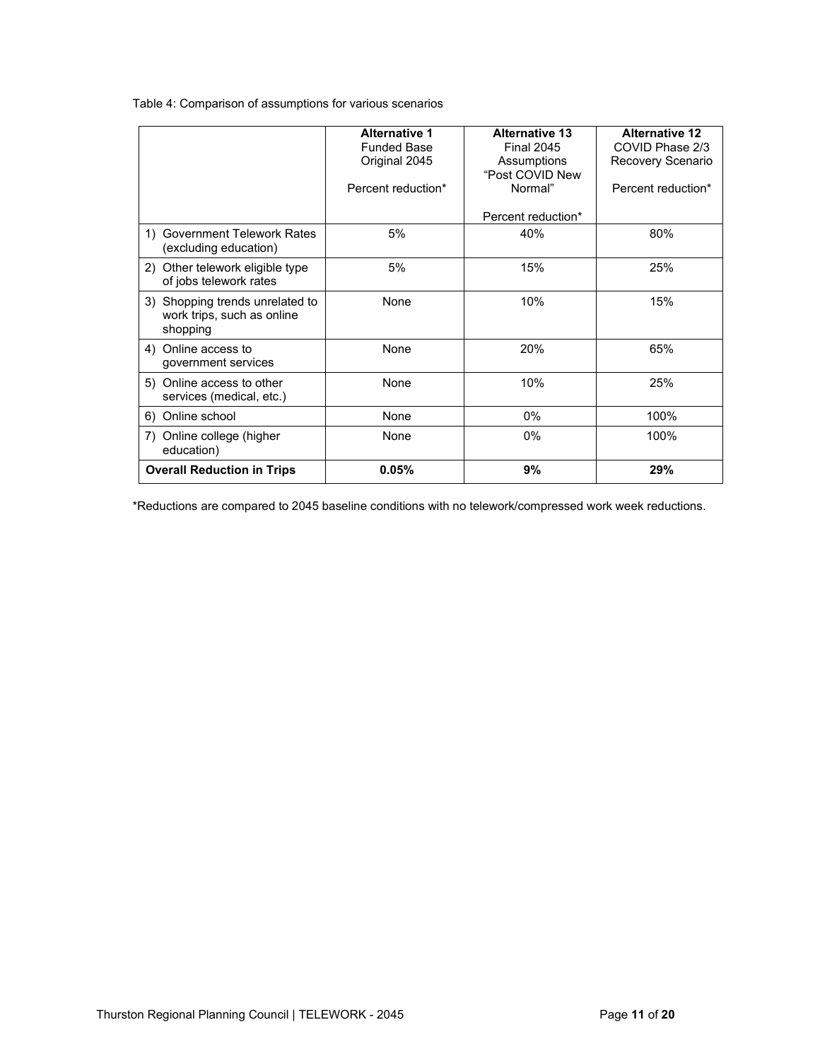Table 4: Comparison of assumptions for various scenarios

| | **Alternative 1** Funded Base Original 2045 Percent reduction* | **Alternative 13** Final 2045 Assumptions "Post COVID New Normal" Percent reduction* | **Alternative 12** COVID Phase 2/3 Recovery Scenario Percent reduction* |
|---|---|---|---|
| 1) Government Telework Rates (excluding education) | 5% | 40% | 80% |
| 2) Other telework eligible type of jobs telework rates | 5% | 15% | 25% |
| 3) Shopping trends unrelated to work trips, such as online shopping | None | 10% | 15% |
| 4) Online access to government services | None | 20% | 65% |
| 5) Online access to other services (medical, etc.) | None | 10% | 25% |
| 6) Online school | None | 0% | 100% |
| 7) Online college (higher education) | None | 0% | 100% |
| **Overall Reduction in Trips** | **0.05%** | **9%** | **29%** |

*Reductions are compared to 2045 baseline conditions with no telework/compressed work week reductions.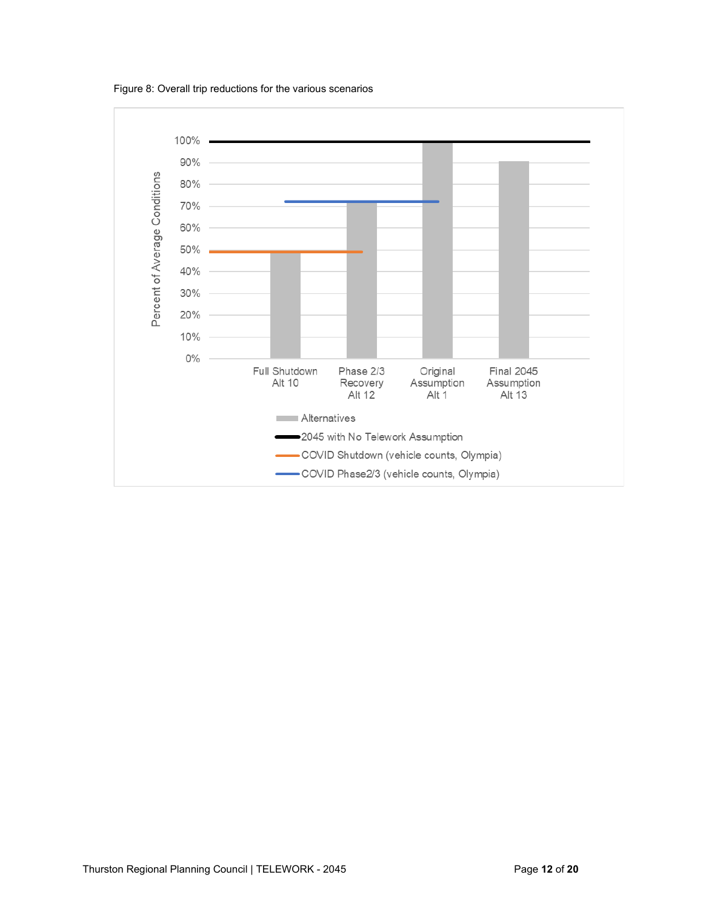Figure 8: Overall trip reductions for the various scenarios

Percent of Average Conditions

100%
90%
80%
70%
60%
50%
40%
30%
20%
10%
0%

Full Shutdown Alt 10

Phase 2/3 Recovery Alt 12

Original Assumption Alt 1

Final 2045 Assumption Alt 13

- Alternatives
- 2045 with No Telework Assumption
- COVID Shutdown (vehicle counts, Olympia)
- COVID Phase2/3 (vehicle counts, Olympia)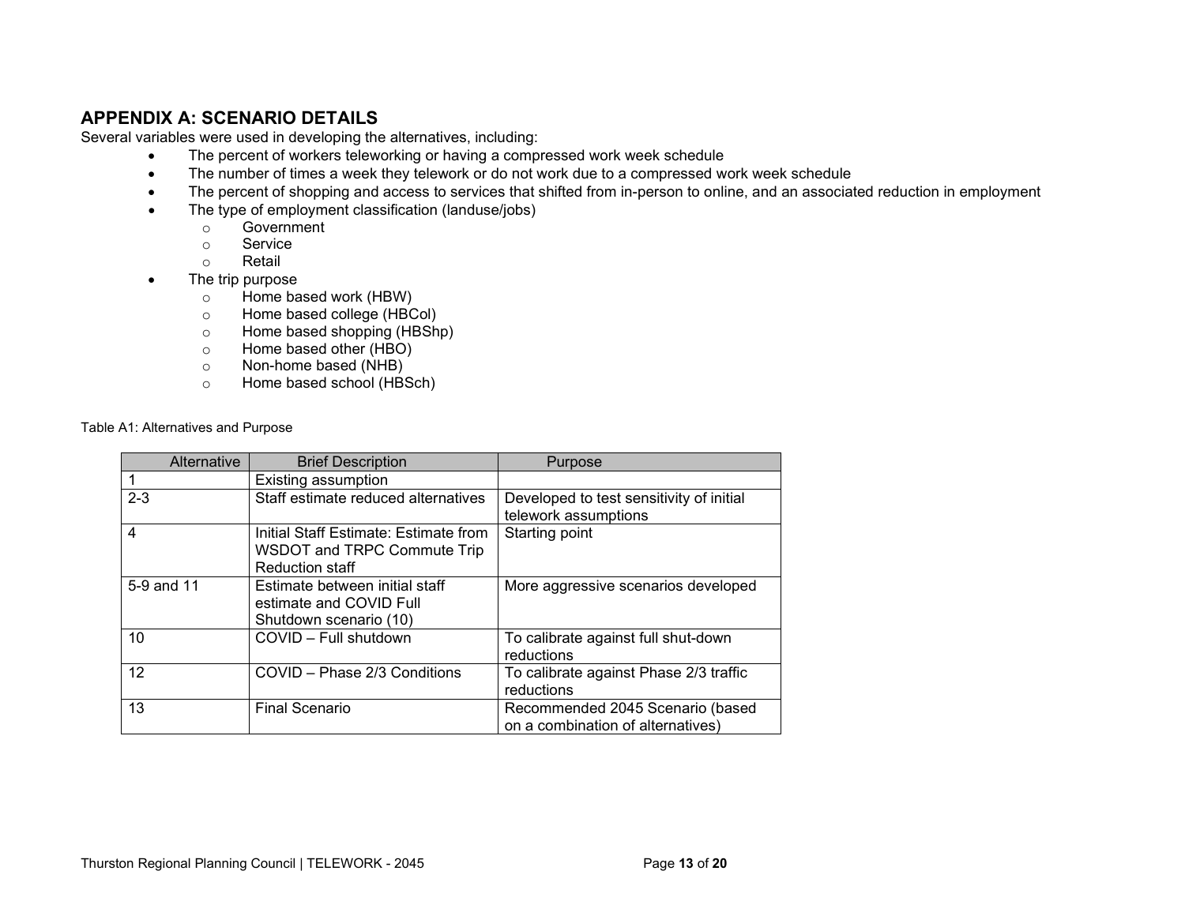## APPENDIX A: SCENARIO DETAILS

Several variables were used in developing the alternatives, including:

- The percent of workers teleworking or having a compressed work week schedule
- The number of times a week they telework or do not work due to a compressed work week schedule
- The percent of shopping and access to services that shifted from in-person to online, and an associated reduction in employment
- The type of employment classification (landuse/jobs)
  - Government
  - Service
  - Retail
- The trip purpose
  - Home based work (HBW)
  - Home based college (HBCol)
  - Home based shopping (HBShp)
  - Home based other (HBO)
  - Non-home based (NHB)
  - Home based school (HBSch)

Table A1: Alternatives and Purpose

| Alternative | Brief Description | Purpose |
|---|---|---|
| 1 | Existing assumption | |
| 2-3 | Staff estimate reduced alternatives | Developed to test sensitivity of initial telework assumptions |
| 4 | Initial Staff Estimate: Estimate from WSDOT and TRPC Commute Trip Reduction staff | Starting point |
| 5-9 and 11 | Estimate between initial staff estimate and COVID Full Shutdown scenario (10) | More aggressive scenarios developed |
| 10 | COVID – Full shutdown | To calibrate against full shut-down reductions |
| 12 | COVID – Phase 2/3 Conditions | To calibrate against Phase 2/3 traffic reductions |
| 13 | Final Scenario | Recommended 2045 Scenario (based on a combination of alternatives) |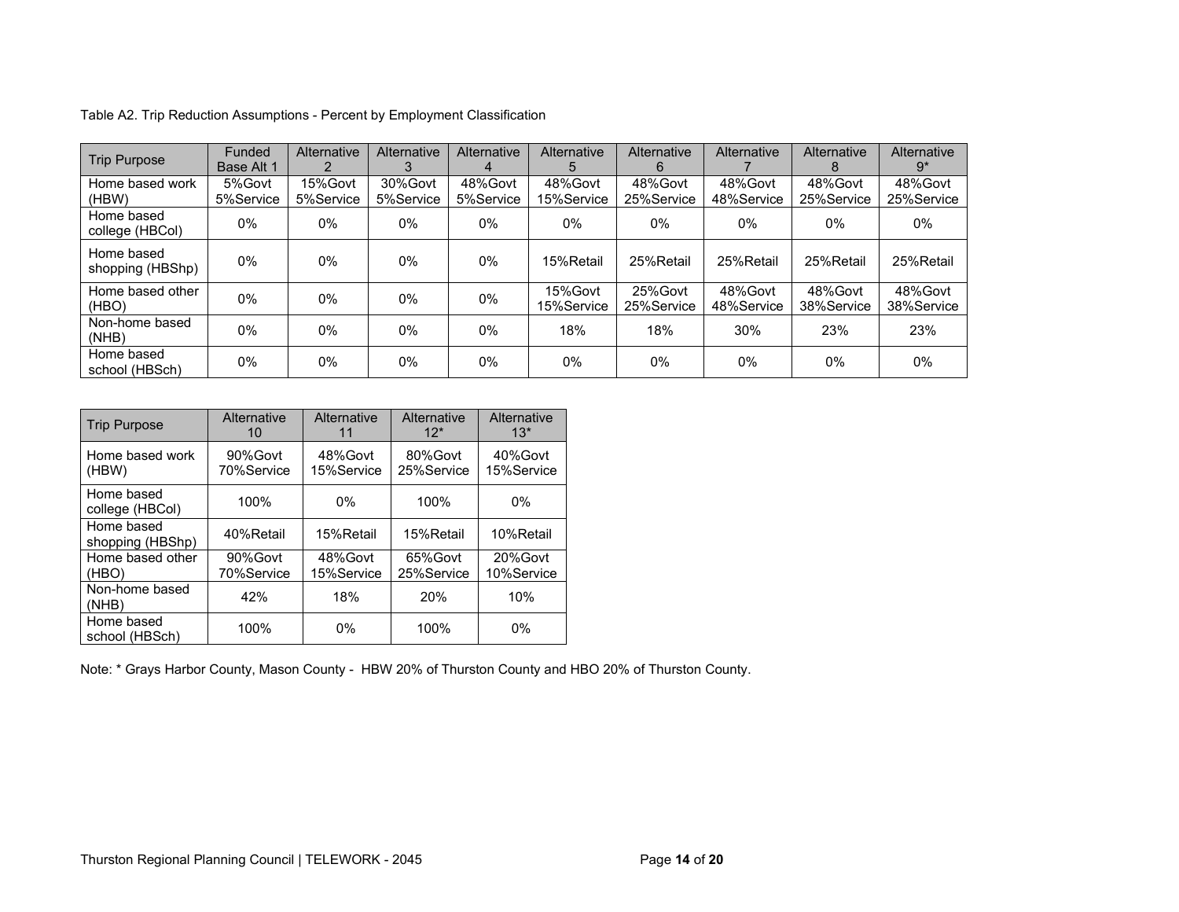Table A2. Trip Reduction Assumptions - Percent by Employment Classification

| Trip Purpose | Funded Base Alt 1 | Alternative 2 | Alternative 3 | Alternative 4 | Alternative 5 | Alternative 6 | Alternative 7 | Alternative 8 | Alternative 9* |
|---|---|---|---|---|---|---|---|---|---|
| Home based work (HBW) | 5%Govt 5%Service | 15%Govt 5%Service | 30%Govt 5%Service | 48%Govt 5%Service | 48%Govt 15%Service | 48%Govt 25%Service | 48%Govt 48%Service | 48%Govt 25%Service | 48%Govt 25%Service |
| Home based college (HBCol) | 0% | 0% | 0% | 0% | 0% | 0% | 0% | 0% | 0% |
| Home based shopping (HBShp) | 0% | 0% | 0% | 0% | 15%Retail | 25%Retail | 25%Retail | 25%Retail | 25%Retail |
| Home based other (HBO) | 0% | 0% | 0% | 0% | 15%Govt 15%Service | 25%Govt 25%Service | 48%Govt 48%Service | 48%Govt 38%Service | 48%Govt 38%Service |
| Non-home based (NHB) | 0% | 0% | 0% | 0% | 18% | 18% | 30% | 23% | 23% |
| Home based school (HBSch) | 0% | 0% | 0% | 0% | 0% | 0% | 0% | 0% | 0% |

| Trip Purpose | Alternative 10 | Alternative 11 | Alternative 12* | Alternative 13* |
|---|---|---|---|---|
| Home based work (HBW) | 90%Govt 70%Service | 48%Govt 15%Service | 80%Govt 25%Service | 40%Govt 15%Service |
| Home based college (HBCol) | 100% | 0% | 100% | 0% |
| Home based shopping (HBShp) | 40%Retail | 15%Retail | 15%Retail | 10%Retail |
| Home based other (HBO) | 90%Govt 70%Service | 48%Govt 15%Service | 65%Govt 25%Service | 20%Govt 10%Service |
| Non-home based (NHB) | 42% | 18% | 20% | 10% |
| Home based school (HBSch) | 100% | 0% | 100% | 0% |

Note: * Grays Harbor County, Mason County - HBW 20% of Thurston County and HBO 20% of Thurston County.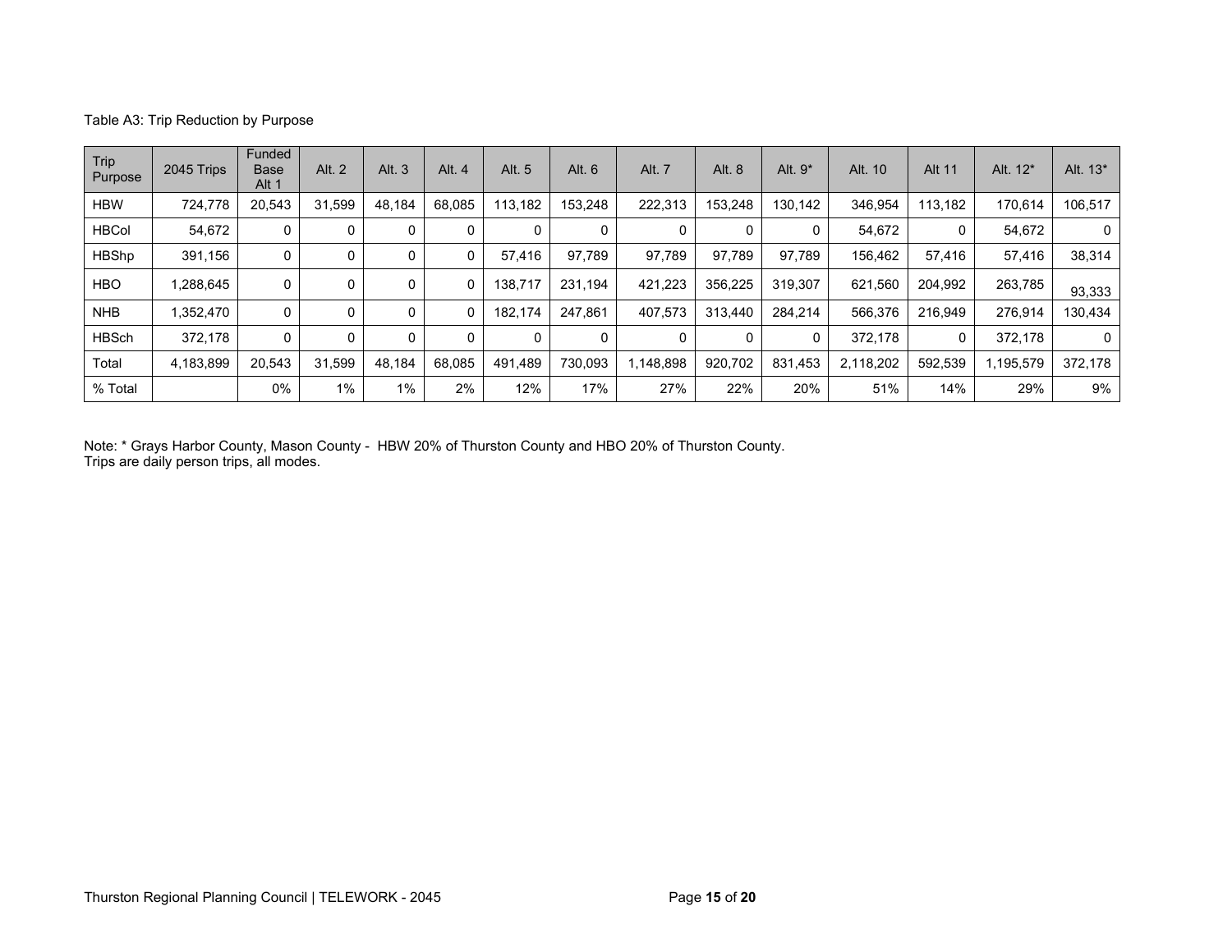Table A3: Trip Reduction by Purpose

| Trip Purpose | 2045 Trips | Funded Base Alt 1 | Alt. 2 | Alt. 3 | Alt. 4 | Alt. 5 | Alt. 6 | Alt. 7 | Alt. 8 | Alt. 9* | Alt. 10 | Alt 11 | Alt. 12* | Alt. 13* |
|---|---|---|---|---|---|---|---|---|---|---|---|---|---|---|
| HBW | 724,778 | 20,543 | 31,599 | 48,184 | 68,085 | 113,182 | 153,248 | 222,313 | 153,248 | 130,142 | 346,954 | 113,182 | 170,614 | 106,517 |
| HBCol | 54,672 | 0 | 0 | 0 | 0 | 0 | 0 | 0 | 0 | 0 | 54,672 | 0 | 54,672 | 0 |
| HBShp | 391,156 | 0 | 0 | 0 | 0 | 57,416 | 97,789 | 97,789 | 97,789 | 97,789 | 156,462 | 57,416 | 57,416 | 38,314 |
| HBO | 1,288,645 | 0 | 0 | 0 | 0 | 138,717 | 231,194 | 421,223 | 356,225 | 319,307 | 621,560 | 204,992 | 263,785 | 93,333 |
| NHB | 1,352,470 | 0 | 0 | 0 | 0 | 182,174 | 247,861 | 407,573 | 313,440 | 284,214 | 566,376 | 216,949 | 276,914 | 130,434 |
| HBSch | 372,178 | 0 | 0 | 0 | 0 | 0 | 0 | 0 | 0 | 0 | 372,178 | 0 | 372,178 | 0 |
| Total | 4,183,899 | 20,543 | 31,599 | 48,184 | 68,085 | 491,489 | 730,093 | 1,148,898 | 920,702 | 831,453 | 2,118,202 | 592,539 | 1,195,579 | 372,178 |
| % Total | | 0% | 1% | 1% | 2% | 12% | 17% | 27% | 22% | 20% | 51% | 14% | 29% | 9% |

Note: * Grays Harbor County, Mason County - HBW 20% of Thurston County and HBO 20% of Thurston County.
Trips are daily person trips, all modes.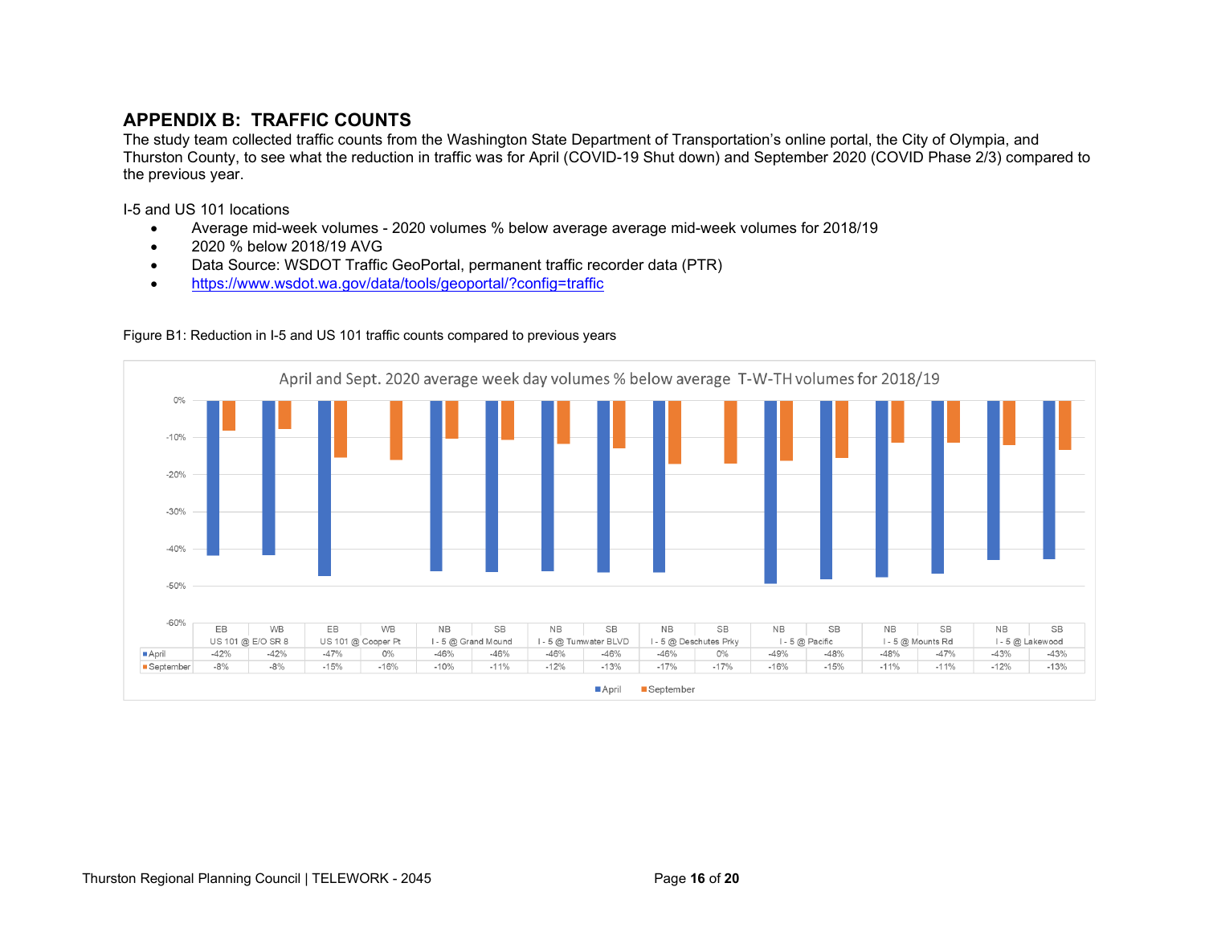## APPENDIX B: TRAFFIC COUNTS

The study team collected traffic counts from the Washington State Department of Transportation's online portal, the City of Olympia, and Thurston County, to see what the reduction in traffic was for April (COVID-19 Shut down) and September 2020 (COVID Phase 2/3) compared to the previous year.

I-5 and US 101 locations

- Average mid-week volumes - 2020 volumes % below average average mid-week volumes for 2018/19
- 2020 % below 2018/19 AVG
- Data Source: WSDOT Traffic GeoPortal, permanent traffic recorder data (PTR)
- https://www.wsdot.wa.gov/data/tools/geoportal/?config=traffic

Figure B1: Reduction in I-5 and US 101 traffic counts compared to previous years

April and Sept. 2020 average week day volumes % below average T-W-TH volumes for 2018/19

| | EB | WB | EB | WB | NB | SB | NB | SB | NB | SB | NB | SB | NB | SB | NB | SB |
|---|---|---|---|---|---|---|---|---|---|---|---|---|---|---|---|---|
| | US 101 @ E/O SR 8 | | US 101 @ Cooper Pt | | I - 5 @ Grand Mound | | I - 5 @ Tumwater BLVD | | I - 5 @ Deschutes Prky | | I - 5 @ Pacific | | I - 5 @ Mounts Rd | | I - 5 @ Lakewood | |
| April | -42% | -42% | -47% | 0% | -46% | -46% | -46% | -46% | -46% | 0% | -49% | -48% | -48% | -47% | -43% | -43% |
| September | -8% | -8% | -15% | -16% | -10% | -11% | -12% | -13% | -17% | -17% | -16% | -15% | -11% | -11% | -12% | -13% |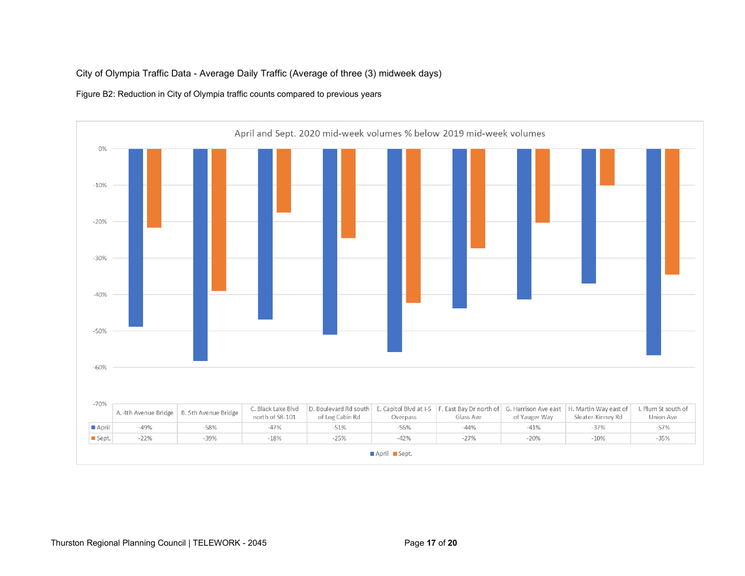City of Olympia Traffic Data - Average Daily Traffic (Average of three (3) midweek days)

Figure B2: Reduction in City of Olympia traffic counts compared to previous years

April and Sept. 2020 mid-week volumes % below 2019 mid-week volumes

| | A. 4th Avenue Bridge | B. 5th Avenue Bridge | C. Black Lake Blvd north of SR-101 | D. Boulevard Rd south of Log Cabin Rd | E. Capitol Blvd at I-5 Overpass | F. East Bay Dr north of Glass Ave | G. Harrison Ave east of Yauger Way | H. Martin Way east of Sleater-Kinney Rd | I. Plum St south of Union Ave |
|---|---|---|---|---|---|---|---|---|---|
| April | -49% | -58% | -47% | -51% | -56% | -44% | -41% | -37% | -57% |
| Sept. | -22% | -39% | -18% | -25% | -42% | -27% | -20% | -10% | -35% |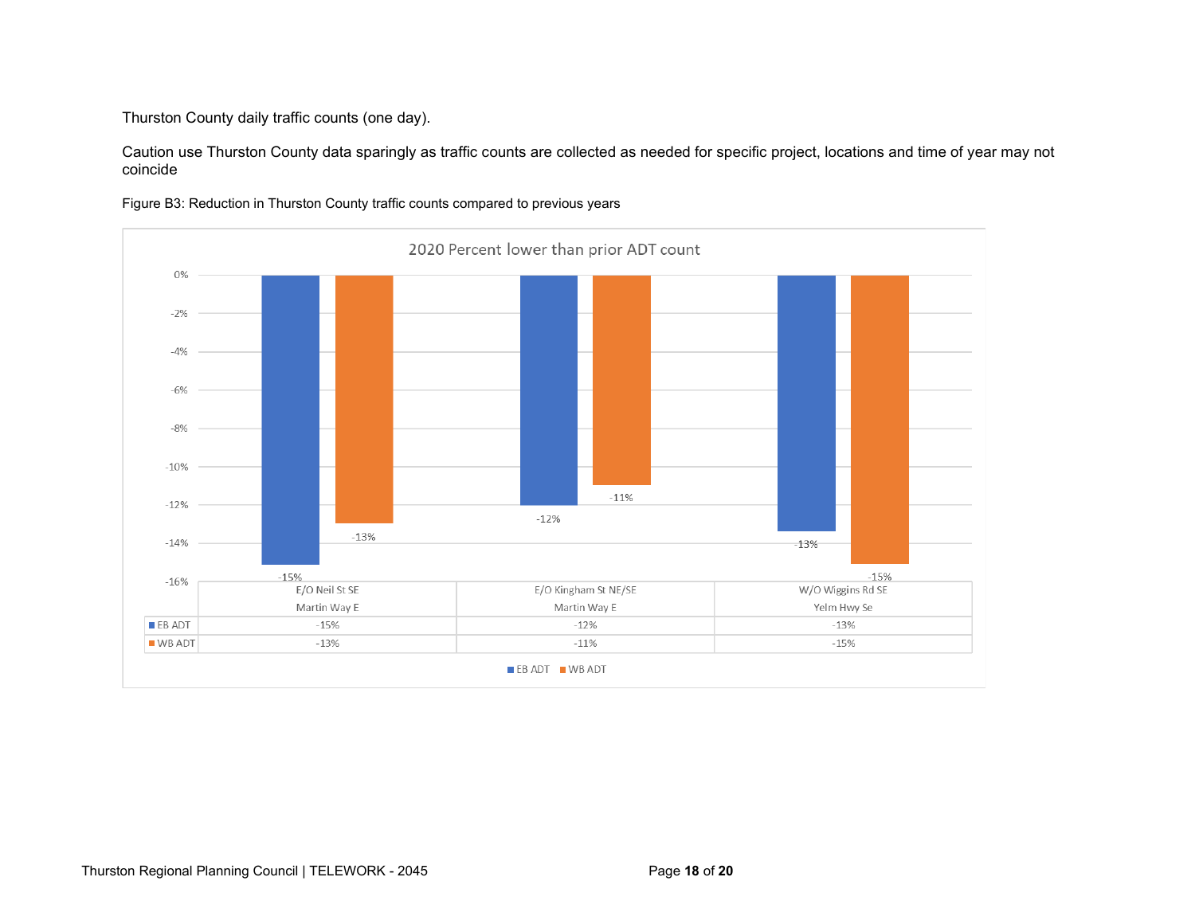Thurston County daily traffic counts (one day).

Caution use Thurston County data sparingly as traffic counts are collected as needed for specific project, locations and time of year may not coincide

Figure B3: Reduction in Thurston County traffic counts compared to previous years

2020 Percent lower than prior ADT count

| | E/O Neil St SE Martin Way E | E/O Kingham St NE/SE Martin Way E | W/O Wiggins Rd SE Yelm Hwy Se |
|---|---|---|---|
| EB ADT | -15% | -12% | -13% |
| WB ADT | -13% | -11% | -15% |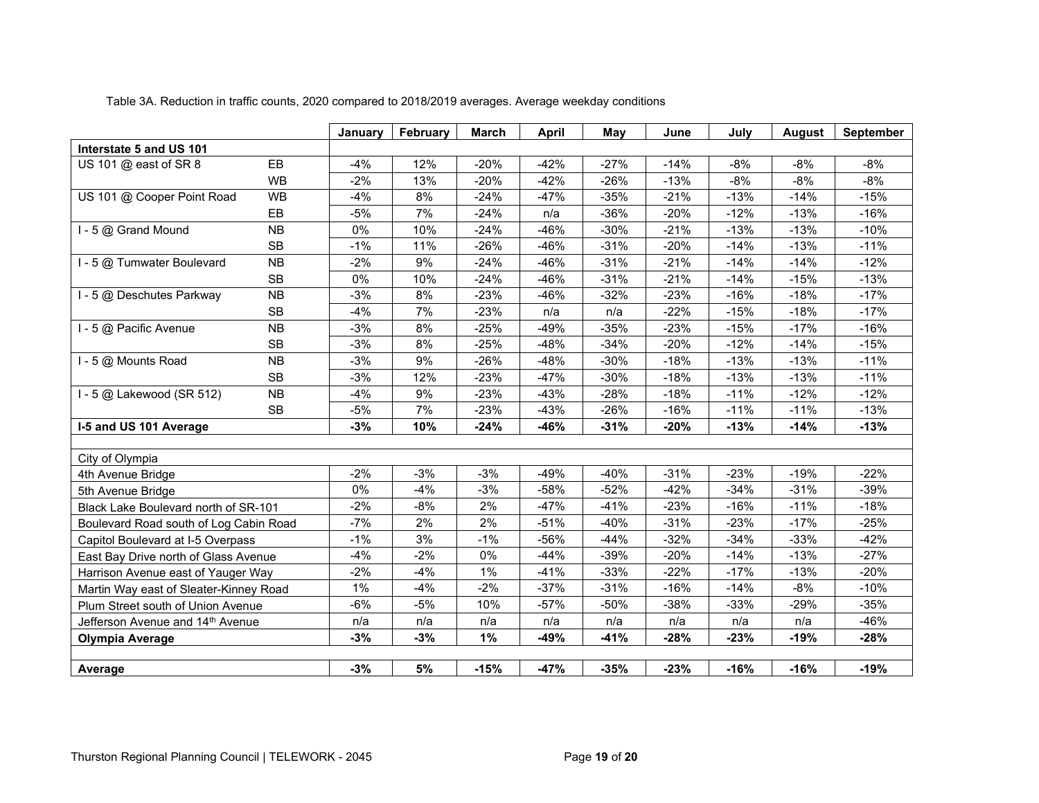Table 3A. Reduction in traffic counts, 2020 compared to 2018/2019 averages. Average weekday conditions

| | | January | February | March | April | May | June | July | August | September |
|---|---|---|---|---|---|---|---|---|---|---|
| **Interstate 5 and US 101** | | | | | | | | | | |
| US 101 @ east of SR 8 | EB | -4% | 12% | -20% | -42% | -27% | -14% | -8% | -8% | -8% |
| | WB | -2% | 13% | -20% | -42% | -26% | -13% | -8% | -8% | -8% |
| US 101 @ Cooper Point Road | WB | -4% | 8% | -24% | -47% | -35% | -21% | -13% | -14% | -15% |
| | EB | -5% | 7% | -24% | n/a | -36% | -20% | -12% | -13% | -16% |
| I - 5 @ Grand Mound | NB | 0% | 10% | -24% | -46% | -30% | -21% | -13% | -13% | -10% |
| | SB | -1% | 11% | -26% | -46% | -31% | -20% | -14% | -13% | -11% |
| I - 5 @ Tumwater Boulevard | NB | -2% | 9% | -24% | -46% | -31% | -21% | -14% | -14% | -12% |
| | SB | 0% | 10% | -24% | -46% | -31% | -21% | -14% | -15% | -13% |
| I - 5 @ Deschutes Parkway | NB | -3% | 8% | -23% | -46% | -32% | -23% | -16% | -18% | -17% |
| | SB | -4% | 7% | -23% | n/a | n/a | -22% | -15% | -18% | -17% |
| I - 5 @ Pacific Avenue | NB | -3% | 8% | -25% | -49% | -35% | -23% | -15% | -17% | -16% |
| | SB | -3% | 8% | -25% | -48% | -34% | -20% | -12% | -14% | -15% |
| I - 5 @ Mounts Road | NB | -3% | 9% | -26% | -48% | -30% | -18% | -13% | -13% | -11% |
| | SB | -3% | 12% | -23% | -47% | -30% | -18% | -13% | -13% | -11% |
| I - 5 @ Lakewood (SR 512) | NB | -4% | 9% | -23% | -43% | -28% | -18% | -11% | -12% | -12% |
| | SB | -5% | 7% | -23% | -43% | -26% | -16% | -11% | -11% | -13% |
| **I-5 and US 101 Average** | | **-3%** | **10%** | **-24%** | **-46%** | **-31%** | **-20%** | **-13%** | **-14%** | **-13%** |
| | | | | | | | | | | |
| City of Olympia | | | | | | | | | | |
| 4th Avenue Bridge | | -2% | -3% | -3% | -49% | -40% | -31% | -23% | -19% | -22% |
| 5th Avenue Bridge | | 0% | -4% | -3% | -58% | -52% | -42% | -34% | -31% | -39% |
| Black Lake Boulevard north of SR-101 | | -2% | -8% | 2% | -47% | -41% | -23% | -16% | -11% | -18% |
| Boulevard Road south of Log Cabin Road | | -7% | 2% | 2% | -51% | -40% | -31% | -23% | -17% | -25% |
| Capitol Boulevard at I-5 Overpass | | -1% | 3% | -1% | -56% | -44% | -32% | -34% | -33% | -42% |
| East Bay Drive north of Glass Avenue | | -4% | -2% | 0% | -44% | -39% | -20% | -14% | -13% | -27% |
| Harrison Avenue east of Yauger Way | | -2% | -4% | 1% | -41% | -33% | -22% | -17% | -13% | -20% |
| Martin Way east of Sleater-Kinney Road | | 1% | -4% | -2% | -37% | -31% | -16% | -14% | -8% | -10% |
| Plum Street south of Union Avenue | | -6% | -5% | 10% | -57% | -50% | -38% | -33% | -29% | -35% |
| Jefferson Avenue and 14th Avenue | | n/a | n/a | n/a | n/a | n/a | n/a | n/a | n/a | -46% |
| **Olympia Average** | | **-3%** | **-3%** | **1%** | **-49%** | **-41%** | **-28%** | **-23%** | **-19%** | **-28%** |
| | | | | | | | | | | |
| **Average** | | **-3%** | **5%** | **-15%** | **-47%** | **-35%** | **-23%** | **-16%** | **-16%** | **-19%** |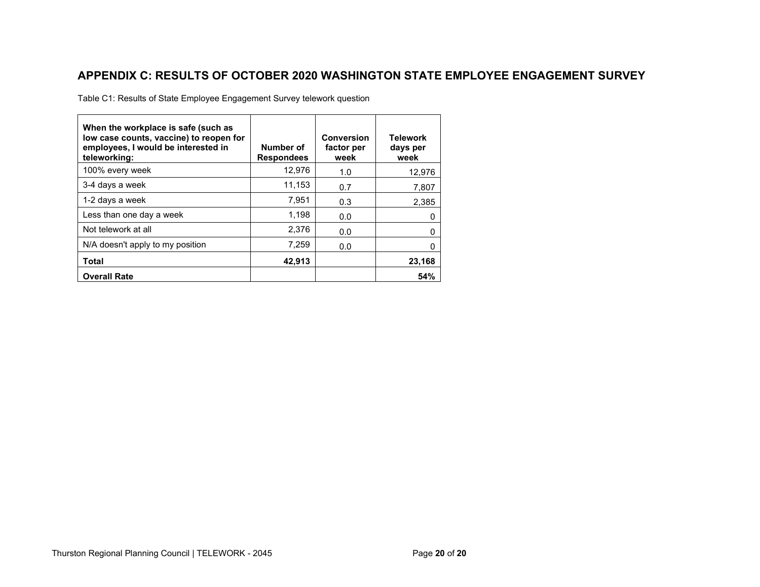## APPENDIX C: RESULTS OF OCTOBER 2020 WASHINGTON STATE EMPLOYEE ENGAGEMENT SURVEY

Table C1: Results of State Employee Engagement Survey telework question

| When the workplace is safe (such as low case counts, vaccine) to reopen for employees, I would be interested in teleworking: | Number of Respondees | Conversion factor per week | Telework days per week |
|---|---|---|---|
| 100% every week | 12,976 | 1.0 | 12,976 |
| 3-4 days a week | 11,153 | 0.7 | 7,807 |
| 1-2 days a week | 7,951 | 0.3 | 2,385 |
| Less than one day a week | 1,198 | 0.0 | 0 |
| Not telework at all | 2,376 | 0.0 | 0 |
| N/A doesn't apply to my position | 7,259 | 0.0 | 0 |
| **Total** | **42,913** | | **23,168** |
| **Overall Rate** | | | **54%** |